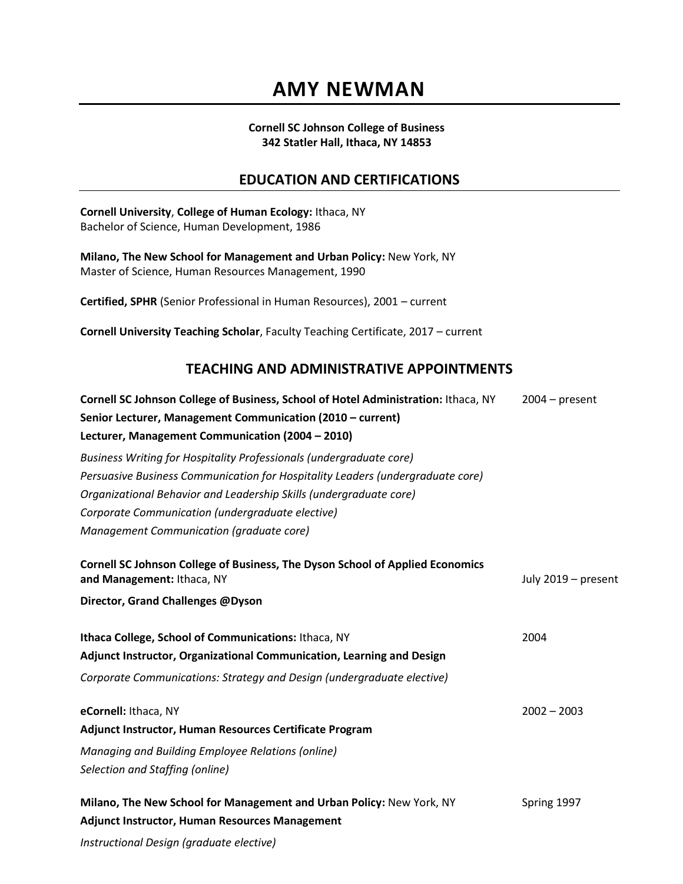# AMY NEWMAN

**Cornell SC Johnson College of Business**
**342 Statler Hall, Ithaca, NY 14853**

## EDUCATION AND CERTIFICATIONS

**Cornell University**, **College of Human Ecology:** Ithaca, NY
Bachelor of Science, Human Development, 1986

**Milano, The New School for Management and Urban Policy:** New York, NY
Master of Science, Human Resources Management, 1990

**Certified, SPHR** (Senior Professional in Human Resources), 2001 – current

**Cornell University Teaching Scholar**, Faculty Teaching Certificate, 2017 – current

## TEACHING AND ADMINISTRATIVE APPOINTMENTS

**Cornell SC Johnson College of Business, School of Hotel Administration:** Ithaca, NY — 2004 – present
**Senior Lecturer, Management Communication (2010 – current)**
**Lecturer, Management Communication (2004 – 2010)**

*Business Writing for Hospitality Professionals (undergraduate core)*
*Persuasive Business Communication for Hospitality Leaders (undergraduate core)*
*Organizational Behavior and Leadership Skills (undergraduate core)*
*Corporate Communication (undergraduate elective)*
*Management Communication (graduate core)*

**Cornell SC Johnson College of Business, The Dyson School of Applied Economics and Management:** Ithaca, NY — July 2019 – present
**Director, Grand Challenges @Dyson**

**Ithaca College, School of Communications:** Ithaca, NY — 2004
**Adjunct Instructor, Organizational Communication, Learning and Design**

*Corporate Communications: Strategy and Design (undergraduate elective)*

**eCornell:** Ithaca, NY — 2002 – 2003
**Adjunct Instructor, Human Resources Certificate Program**

*Managing and Building Employee Relations (online)*
*Selection and Staffing (online)*

**Milano, The New School for Management and Urban Policy:** New York, NY — Spring 1997
**Adjunct Instructor, Human Resources Management**

*Instructional Design (graduate elective)*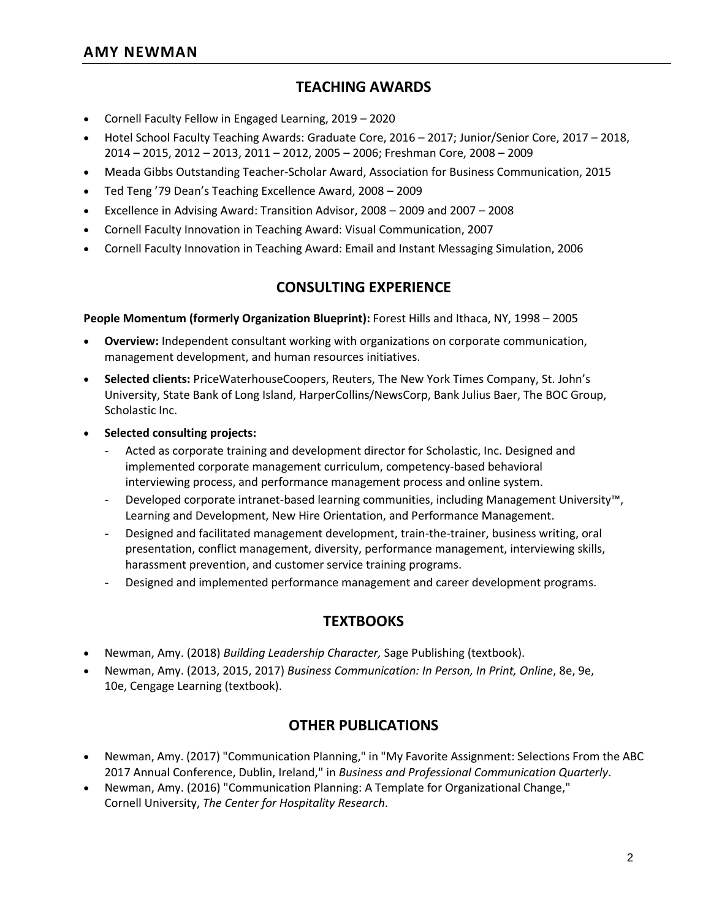## TEACHING AWARDS

- Cornell Faculty Fellow in Engaged Learning, 2019 – 2020
- Hotel School Faculty Teaching Awards: Graduate Core, 2016 – 2017; Junior/Senior Core, 2017 – 2018, 2014 – 2015, 2012 – 2013, 2011 – 2012, 2005 – 2006; Freshman Core, 2008 – 2009
- Meada Gibbs Outstanding Teacher-Scholar Award, Association for Business Communication, 2015
- Ted Teng '79 Dean's Teaching Excellence Award, 2008 – 2009
- Excellence in Advising Award: Transition Advisor, 2008 – 2009 and 2007 – 2008
- Cornell Faculty Innovation in Teaching Award: Visual Communication, 2007
- Cornell Faculty Innovation in Teaching Award: Email and Instant Messaging Simulation, 2006

## CONSULTING EXPERIENCE

**People Momentum (formerly Organization Blueprint):** Forest Hills and Ithaca, NY, 1998 – 2005

- **Overview:** Independent consultant working with organizations on corporate communication, management development, and human resources initiatives.
- **Selected clients:** PriceWaterhouseCoopers, Reuters, The New York Times Company, St. John's University, State Bank of Long Island, HarperCollins/NewsCorp, Bank Julius Baer, The BOC Group, Scholastic Inc.
- **Selected consulting projects:**
  - Acted as corporate training and development director for Scholastic, Inc. Designed and implemented corporate management curriculum, competency-based behavioral interviewing process, and performance management process and online system.
  - Developed corporate intranet-based learning communities, including Management University™, Learning and Development, New Hire Orientation, and Performance Management.
  - Designed and facilitated management development, train-the-trainer, business writing, oral presentation, conflict management, diversity, performance management, interviewing skills, harassment prevention, and customer service training programs.
  - Designed and implemented performance management and career development programs.

## TEXTBOOKS

- Newman, Amy. (2018) *Building Leadership Character,* Sage Publishing (textbook).
- Newman, Amy. (2013, 2015, 2017) *Business Communication: In Person, In Print, Online*, 8e, 9e, 10e, Cengage Learning (textbook).

## OTHER PUBLICATIONS

- Newman, Amy. (2017) "Communication Planning," in "My Favorite Assignment: Selections From the ABC 2017 Annual Conference, Dublin, Ireland," in *Business and Professional Communication Quarterly*.
- Newman, Amy. (2016) "Communication Planning: A Template for Organizational Change," Cornell University, *The Center for Hospitality Research*.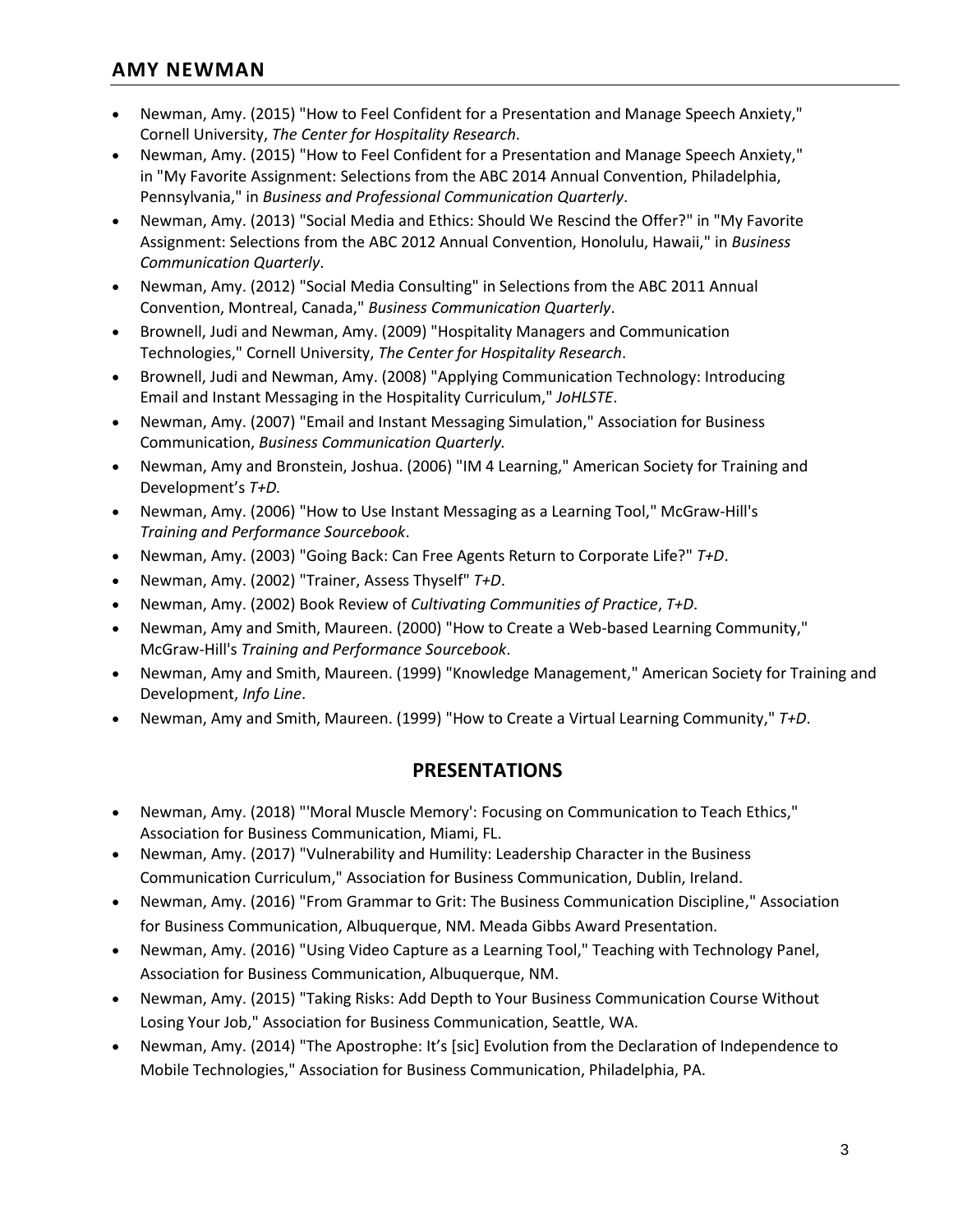- Newman, Amy. (2015) "How to Feel Confident for a Presentation and Manage Speech Anxiety," Cornell University, *The Center for Hospitality Research*.
- Newman, Amy. (2015) "How to Feel Confident for a Presentation and Manage Speech Anxiety," in "My Favorite Assignment: Selections from the ABC 2014 Annual Convention, Philadelphia, Pennsylvania," in *Business and Professional Communication Quarterly*.
- Newman, Amy. (2013) "Social Media and Ethics: Should We Rescind the Offer?" in "My Favorite Assignment: Selections from the ABC 2012 Annual Convention, Honolulu, Hawaii," in *Business Communication Quarterly*.
- Newman, Amy. (2012) "Social Media Consulting" in Selections from the ABC 2011 Annual Convention, Montreal, Canada," *Business Communication Quarterly*.
- Brownell, Judi and Newman, Amy. (2009) "Hospitality Managers and Communication Technologies," Cornell University, *The Center for Hospitality Research*.
- Brownell, Judi and Newman, Amy. (2008) "Applying Communication Technology: Introducing Email and Instant Messaging in the Hospitality Curriculum," *JoHLSTE*.
- Newman, Amy. (2007) "Email and Instant Messaging Simulation," Association for Business Communication, *Business Communication Quarterly.*
- Newman, Amy and Bronstein, Joshua. (2006) "IM 4 Learning," American Society for Training and Development's *T+D.*
- Newman, Amy. (2006) "How to Use Instant Messaging as a Learning Tool," McGraw-Hill's *Training and Performance Sourcebook*.
- Newman, Amy. (2003) "Going Back: Can Free Agents Return to Corporate Life?" *T+D*.
- Newman, Amy. (2002) "Trainer, Assess Thyself" *T+D*.
- Newman, Amy. (2002) Book Review of *Cultivating Communities of Practice*, *T+D*.
- Newman, Amy and Smith, Maureen. (2000) "How to Create a Web-based Learning Community," McGraw-Hill's *Training and Performance Sourcebook*.
- Newman, Amy and Smith, Maureen. (1999) "Knowledge Management," American Society for Training and Development, *Info Line*.
- Newman, Amy and Smith, Maureen. (1999) "How to Create a Virtual Learning Community," *T+D*.

## PRESENTATIONS

- Newman, Amy. (2018) "'Moral Muscle Memory': Focusing on Communication to Teach Ethics," Association for Business Communication, Miami, FL.
- Newman, Amy. (2017) "Vulnerability and Humility: Leadership Character in the Business Communication Curriculum," Association for Business Communication, Dublin, Ireland.
- Newman, Amy. (2016) "From Grammar to Grit: The Business Communication Discipline," Association for Business Communication, Albuquerque, NM. Meada Gibbs Award Presentation.
- Newman, Amy. (2016) "Using Video Capture as a Learning Tool," Teaching with Technology Panel, Association for Business Communication, Albuquerque, NM.
- Newman, Amy. (2015) "Taking Risks: Add Depth to Your Business Communication Course Without Losing Your Job," Association for Business Communication, Seattle, WA.
- Newman, Amy. (2014) "The Apostrophe: It's [sic] Evolution from the Declaration of Independence to Mobile Technologies," Association for Business Communication, Philadelphia, PA.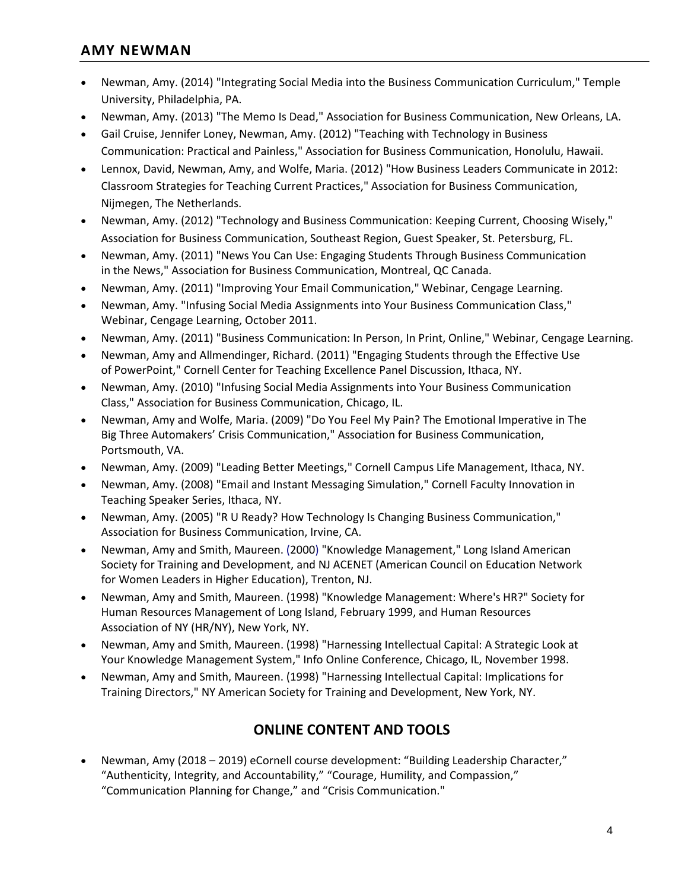- Newman, Amy. (2014) "Integrating Social Media into the Business Communication Curriculum," Temple University, Philadelphia, PA.
- Newman, Amy. (2013) "The Memo Is Dead," Association for Business Communication, New Orleans, LA.
- Gail Cruise, Jennifer Loney, Newman, Amy. (2012) "Teaching with Technology in Business Communication: Practical and Painless," Association for Business Communication, Honolulu, Hawaii.
- Lennox, David, Newman, Amy, and Wolfe, Maria. (2012) "How Business Leaders Communicate in 2012: Classroom Strategies for Teaching Current Practices," Association for Business Communication, Nijmegen, The Netherlands.
- Newman, Amy. (2012) "Technology and Business Communication: Keeping Current, Choosing Wisely," Association for Business Communication, Southeast Region, Guest Speaker, St. Petersburg, FL.
- Newman, Amy. (2011) "News You Can Use: Engaging Students Through Business Communication in the News," Association for Business Communication, Montreal, QC Canada.
- Newman, Amy. (2011) "Improving Your Email Communication," Webinar, Cengage Learning.
- Newman, Amy. "Infusing Social Media Assignments into Your Business Communication Class," Webinar, Cengage Learning, October 2011.
- Newman, Amy. (2011) "Business Communication: In Person, In Print, Online," Webinar, Cengage Learning.
- Newman, Amy and Allmendinger, Richard. (2011) "Engaging Students through the Effective Use of PowerPoint," Cornell Center for Teaching Excellence Panel Discussion, Ithaca, NY.
- Newman, Amy. (2010) "Infusing Social Media Assignments into Your Business Communication Class," Association for Business Communication, Chicago, IL.
- Newman, Amy and Wolfe, Maria. (2009) "Do You Feel My Pain? The Emotional Imperative in The Big Three Automakers' Crisis Communication," Association for Business Communication, Portsmouth, VA.
- Newman, Amy. (2009) "Leading Better Meetings," Cornell Campus Life Management, Ithaca, NY.
- Newman, Amy. (2008) "Email and Instant Messaging Simulation," Cornell Faculty Innovation in Teaching Speaker Series, Ithaca, NY.
- Newman, Amy. (2005) "R U Ready? How Technology Is Changing Business Communication," Association for Business Communication, Irvine, CA.
- Newman, Amy and Smith, Maureen. (2000) "Knowledge Management," Long Island American Society for Training and Development, and NJ ACENET (American Council on Education Network for Women Leaders in Higher Education), Trenton, NJ.
- Newman, Amy and Smith, Maureen. (1998) "Knowledge Management: Where's HR?" Society for Human Resources Management of Long Island, February 1999, and Human Resources Association of NY (HR/NY), New York, NY.
- Newman, Amy and Smith, Maureen. (1998) "Harnessing Intellectual Capital: A Strategic Look at Your Knowledge Management System," Info Online Conference, Chicago, IL, November 1998.
- Newman, Amy and Smith, Maureen. (1998) "Harnessing Intellectual Capital: Implications for Training Directors," NY American Society for Training and Development, New York, NY.

## ONLINE CONTENT AND TOOLS

- Newman, Amy (2018 – 2019) eCornell course development: "Building Leadership Character," "Authenticity, Integrity, and Accountability," "Courage, Humility, and Compassion," "Communication Planning for Change," and "Crisis Communication."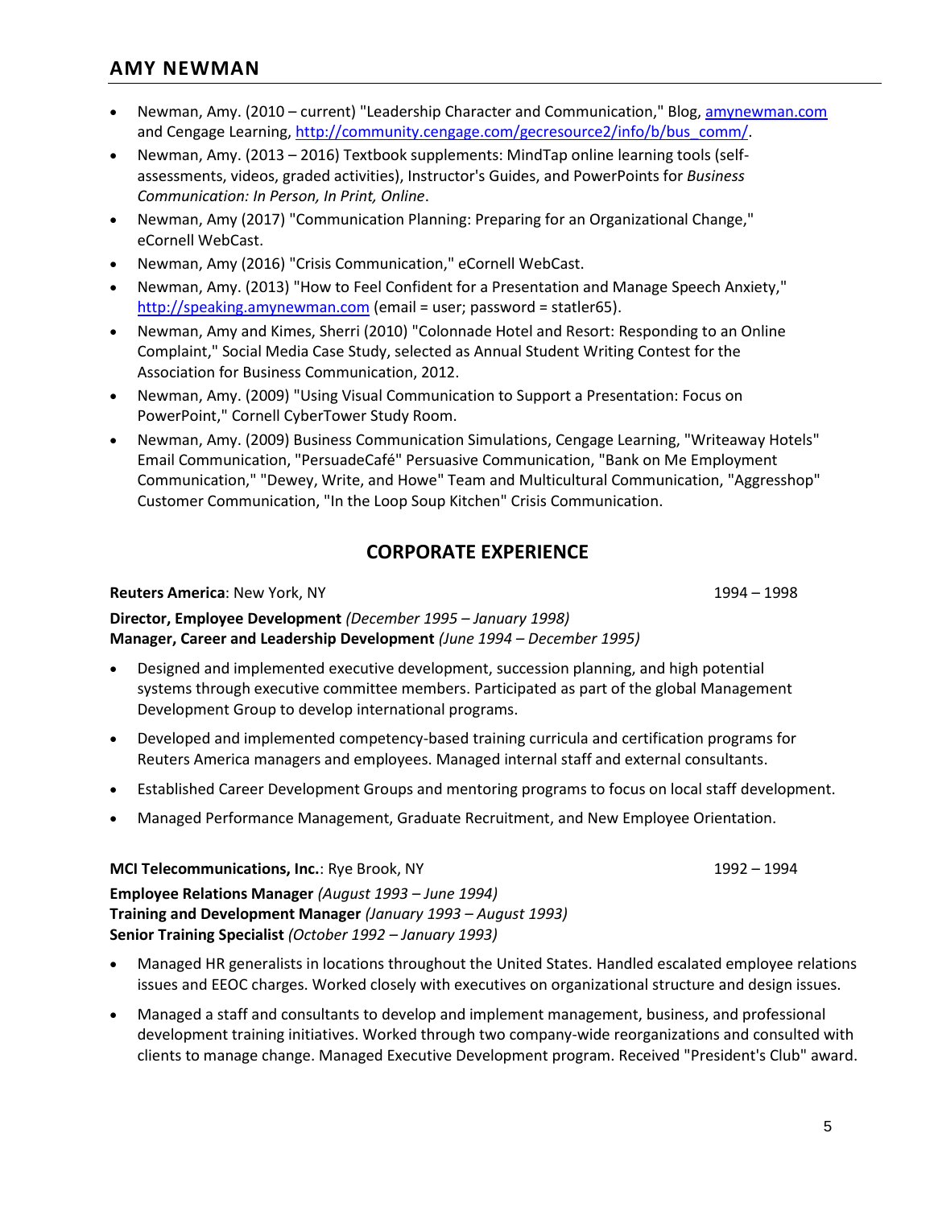- Newman, Amy. (2010 – current) "Leadership Character and Communication," Blog, [amynewman.com](amynewman.com) and Cengage Learning, [http://community.cengage.com/gecresource2/info/b/bus_comm/](http://community.cengage.com/gecresource2/info/b/bus_comm/).
- Newman, Amy. (2013 – 2016) Textbook supplements: MindTap online learning tools (self-assessments, videos, graded activities), Instructor's Guides, and PowerPoints for *Business Communication: In Person, In Print, Online*.
- Newman, Amy (2017) "Communication Planning: Preparing for an Organizational Change," eCornell WebCast.
- Newman, Amy (2016) "Crisis Communication," eCornell WebCast.
- Newman, Amy. (2013) "How to Feel Confident for a Presentation and Manage Speech Anxiety," [http://speaking.amynewman.com](http://speaking.amynewman.com) (email = user; password = statler65).
- Newman, Amy and Kimes, Sherri (2010) "Colonnade Hotel and Resort: Responding to an Online Complaint," Social Media Case Study, selected as Annual Student Writing Contest for the Association for Business Communication, 2012.
- Newman, Amy. (2009) "Using Visual Communication to Support a Presentation: Focus on PowerPoint," Cornell CyberTower Study Room.
- Newman, Amy. (2009) Business Communication Simulations, Cengage Learning, "Writeaway Hotels" Email Communication, "PersuadeCafé" Persuasive Communication, "Bank on Me Employment Communication," "Dewey, Write, and Howe" Team and Multicultural Communication, "Aggresshop" Customer Communication, "In the Loop Soup Kitchen" Crisis Communication.

## CORPORATE EXPERIENCE

**Reuters America**: New York, NY 1994 – 1998

**Director, Employee Development** *(December 1995 – January 1998)*
**Manager, Career and Leadership Development** *(June 1994 – December 1995)*

- Designed and implemented executive development, succession planning, and high potential systems through executive committee members. Participated as part of the global Management Development Group to develop international programs.
- Developed and implemented competency-based training curricula and certification programs for Reuters America managers and employees. Managed internal staff and external consultants.
- Established Career Development Groups and mentoring programs to focus on local staff development.
- Managed Performance Management, Graduate Recruitment, and New Employee Orientation.

**MCI Telecommunications, Inc.**: Rye Brook, NY 1992 – 1994

**Employee Relations Manager** *(August 1993 – June 1994)*
**Training and Development Manager** *(January 1993 – August 1993)*
**Senior Training Specialist** *(October 1992 – January 1993)*

- Managed HR generalists in locations throughout the United States. Handled escalated employee relations issues and EEOC charges. Worked closely with executives on organizational structure and design issues.
- Managed a staff and consultants to develop and implement management, business, and professional development training initiatives. Worked through two company-wide reorganizations and consulted with clients to manage change. Managed Executive Development program. Received "President's Club" award.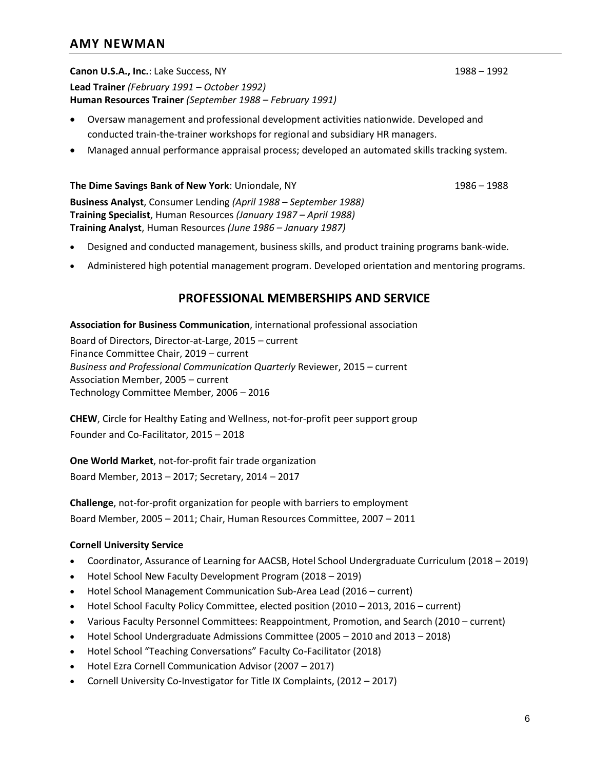**Canon U.S.A., Inc.**: Lake Success, NY 1988 – 1992

**Lead Trainer** *(February 1991 – October 1992)*
**Human Resources Trainer** *(September 1988 – February 1991)*

- Oversaw management and professional development activities nationwide. Developed and conducted train-the-trainer workshops for regional and subsidiary HR managers.
- Managed annual performance appraisal process; developed an automated skills tracking system.

**The Dime Savings Bank of New York**: Uniondale, NY 1986 – 1988

**Business Analyst**, Consumer Lending *(April 1988 – September 1988)*
**Training Specialist**, Human Resources *(January 1987 – April 1988)*
**Training Analyst**, Human Resources *(June 1986 – January 1987)*

- Designed and conducted management, business skills, and product training programs bank-wide.
- Administered high potential management program. Developed orientation and mentoring programs.

## PROFESSIONAL MEMBERSHIPS AND SERVICE

**Association for Business Communication**, international professional association
Board of Directors, Director-at-Large, 2015 – current
Finance Committee Chair, 2019 – current
*Business and Professional Communication Quarterly* Reviewer, 2015 – current
Association Member, 2005 – current
Technology Committee Member, 2006 – 2016

**CHEW**, Circle for Healthy Eating and Wellness, not-for-profit peer support group
Founder and Co-Facilitator, 2015 – 2018

**One World Market**, not-for-profit fair trade organization
Board Member, 2013 – 2017; Secretary, 2014 – 2017

**Challenge**, not-for-profit organization for people with barriers to employment
Board Member, 2005 – 2011; Chair, Human Resources Committee, 2007 – 2011

**Cornell University Service**

- Coordinator, Assurance of Learning for AACSB, Hotel School Undergraduate Curriculum (2018 – 2019)
- Hotel School New Faculty Development Program (2018 – 2019)
- Hotel School Management Communication Sub-Area Lead (2016 – current)
- Hotel School Faculty Policy Committee, elected position (2010 – 2013, 2016 – current)
- Various Faculty Personnel Committees: Reappointment, Promotion, and Search (2010 – current)
- Hotel School Undergraduate Admissions Committee (2005 – 2010 and 2013 – 2018)
- Hotel School "Teaching Conversations" Faculty Co-Facilitator (2018)
- Hotel Ezra Cornell Communication Advisor (2007 – 2017)
- Cornell University Co-Investigator for Title IX Complaints, (2012 – 2017)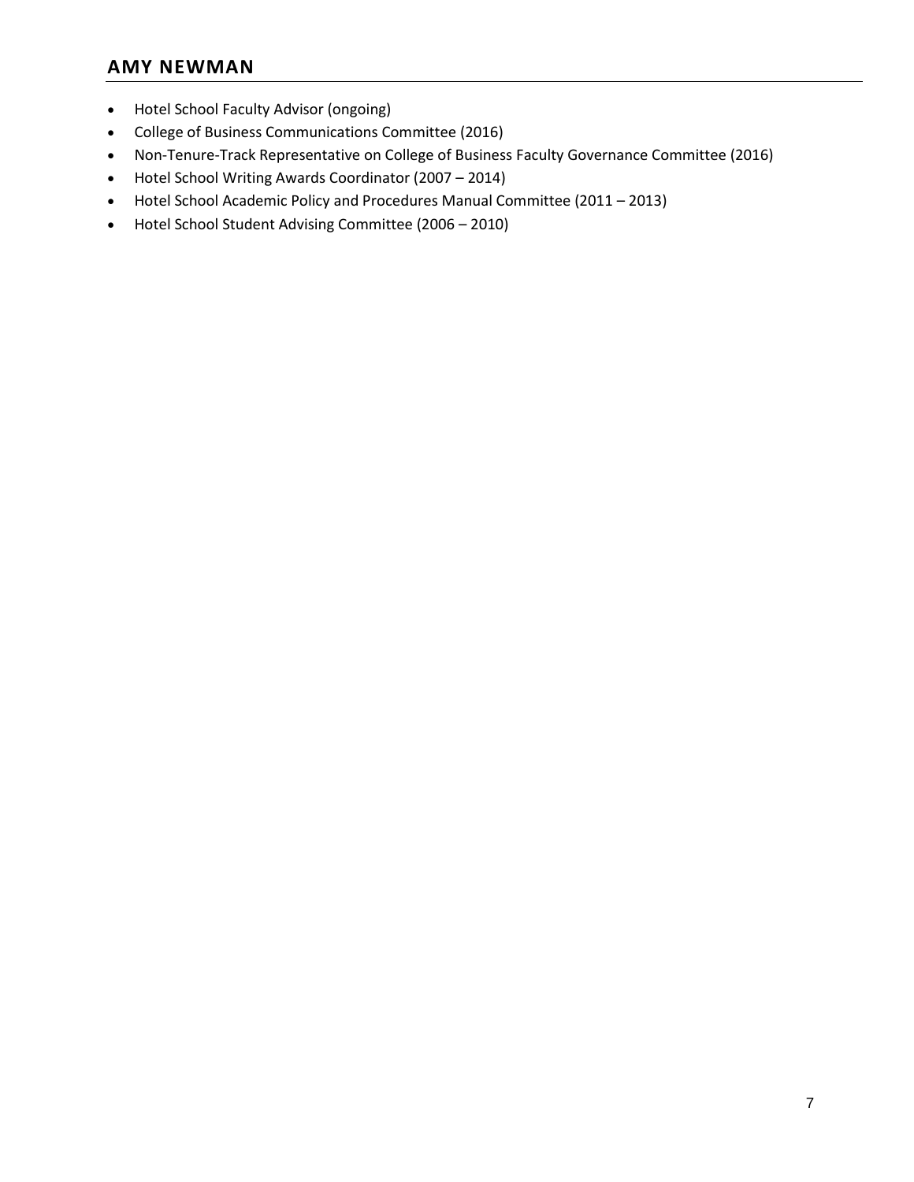- Hotel School Faculty Advisor (ongoing)
- College of Business Communications Committee (2016)
- Non-Tenure-Track Representative on College of Business Faculty Governance Committee (2016)
- Hotel School Writing Awards Coordinator (2007 – 2014)
- Hotel School Academic Policy and Procedures Manual Committee (2011 – 2013)
- Hotel School Student Advising Committee (2006 – 2010)